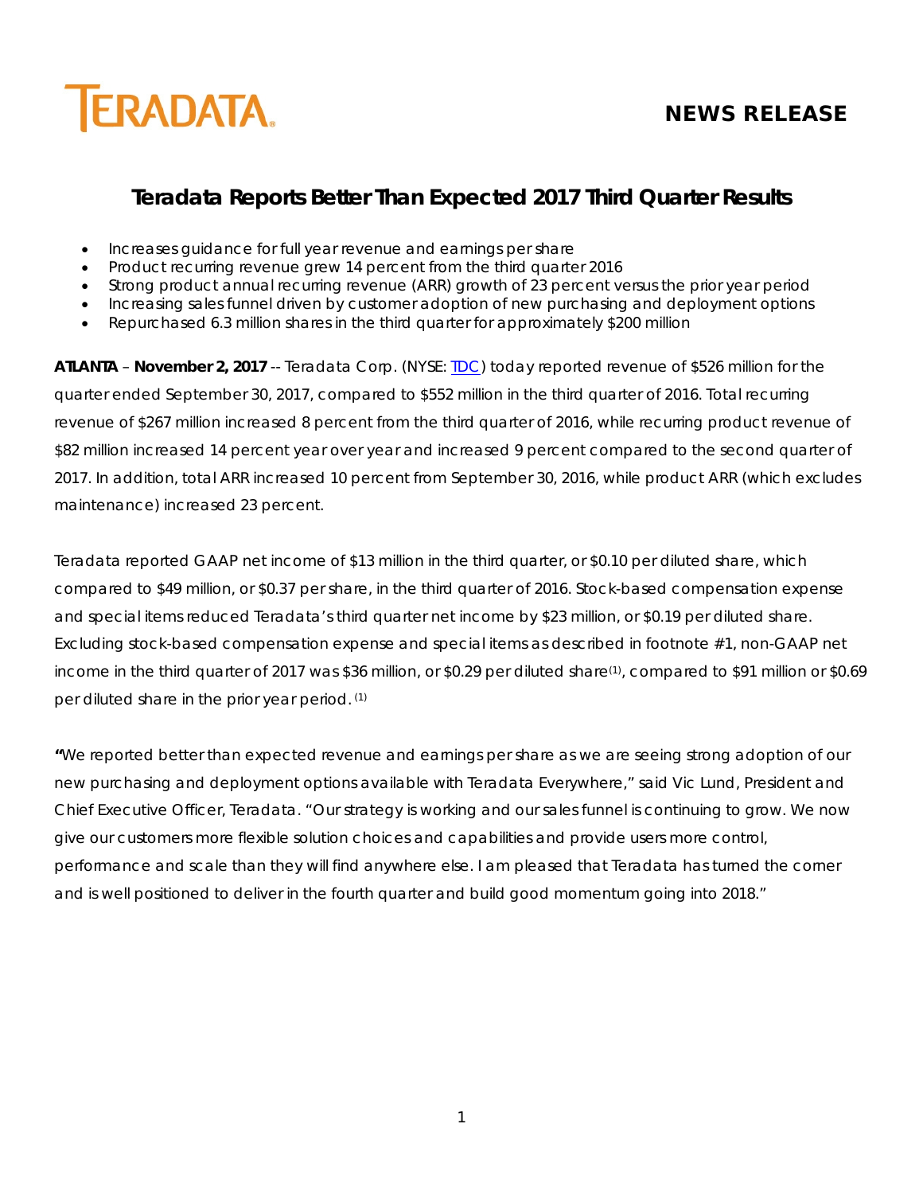TERADATA.

**NEWS RELEASE**

# Teradata Reports Better Than Expected 2017 Third Quarter Results

- Increases guidance for full year revenue and earnings per share
- Product recurring revenue grew 14 percent from the third quarter 2016
- Strong product annual recurring revenue (ARR) growth of 23 percent versus the prior year period
- Increasing sales funnel driven by customer adoption of new purchasing and deployment options
- Repurchased 6.3 million shares in the third quarter for approximately $200 million

**ATLANTA** – **November 2, 2017** -- Teradata Corp. (NYSE: TDC) today reported revenue of $526 million for the quarter ended September 30, 2017, compared to $552 million in the third quarter of 2016. Total recurring revenue of $267 million increased 8 percent from the third quarter of 2016, while recurring product revenue of $82 million increased 14 percent year over year and increased 9 percent compared to the second quarter of 2017. In addition, total ARR increased 10 percent from September 30, 2016, while product ARR (which excludes maintenance) increased 23 percent.

Teradata reported GAAP net income of $13 million in the third quarter, or $0.10 per diluted share, which compared to $49 million, or $0.37 per share, in the third quarter of 2016. Stock-based compensation expense and special items reduced Teradata's third quarter net income by $23 million, or $0.19 per diluted share. Excluding stock-based compensation expense and special items as described in footnote #1, non-GAAP net income in the third quarter of 2017 was $36 million, or $0.29 per diluted share(1), compared to $91 million or $0.69 per diluted share in the prior year period. (1)

"We reported better than expected revenue and earnings per share as we are seeing strong adoption of our new purchasing and deployment options available with Teradata Everywhere," said Vic Lund, President and Chief Executive Officer, Teradata. "Our strategy is working and our sales funnel is continuing to grow. We now give our customers more flexible solution choices and capabilities and provide users more control, performance and scale than they will find anywhere else. I am pleased that Teradata has turned the corner and is well positioned to deliver in the fourth quarter and build good momentum going into 2018."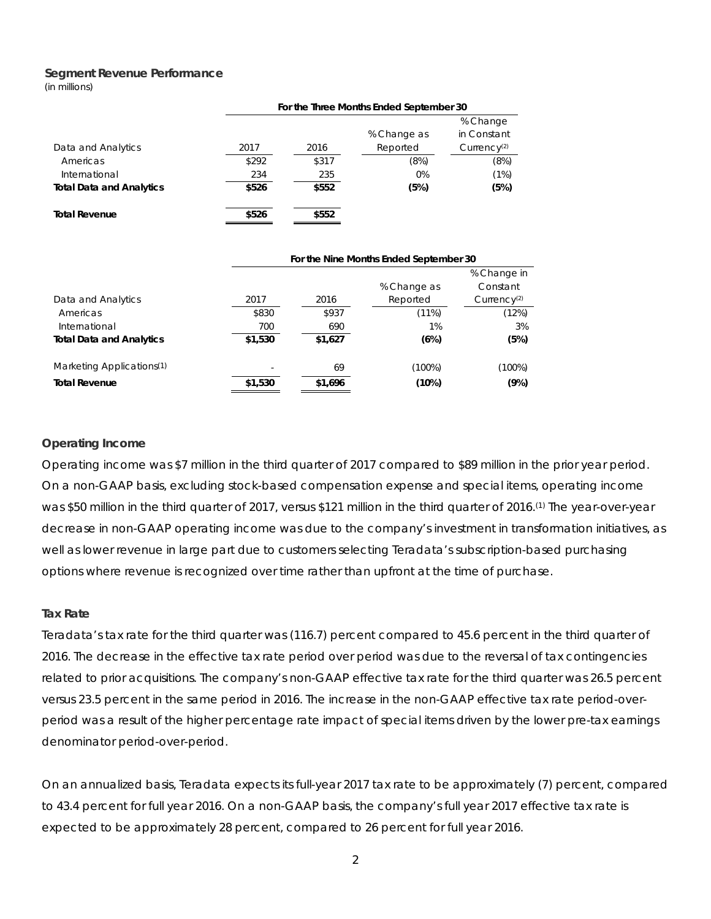## Segment Revenue Performance

(in millions)

| | For the Three Months Ended September 30 | | | |
|---|---|---|---|---|
| Data and Analytics | 2017 | 2016 | % Change as Reported | % Change in Constant Currency[(2)] |
| Americas | $292 | $317 | (8%) | (8%) |
| International | 234 | 235 | 0% | (1%) |
| **Total Data and Analytics** | **$526** | **$552** | **(5%)** | **(5%)** |
| **Total Revenue** | **$526** | **$552** | | |

| | For the Nine Months Ended September 30 | | | |
|---|---|---|---|---|
| Data and Analytics | 2017 | 2016 | % Change as Reported | % Change in Constant Currency[(2)] |
| Americas | $830 | $937 | (11%) | (12%) |
| International | 700 | 690 | 1% | 3% |
| **Total Data and Analytics** | **$1,530** | **$1,627** | **(6%)** | **(5%)** |
| Marketing Applications[(1)] | - | 69 | (100%) | (100%) |
| **Total Revenue** | **$1,530** | **$1,696** | **(10%)** | **(9%)** |

### Operating Income

Operating income was $7 million in the third quarter of 2017 compared to $89 million in the prior year period. On a non-GAAP basis, excluding stock-based compensation expense and special items, operating income was $50 million in the third quarter of 2017, versus $121 million in the third quarter of 2016.[(1)] The year-over-year decrease in non-GAAP operating income was due to the company's investment in transformation initiatives, as well as lower revenue in large part due to customers selecting Teradata's subscription-based purchasing options where revenue is recognized over time rather than upfront at the time of purchase.

### Tax Rate

Teradata's tax rate for the third quarter was (116.7) percent compared to 45.6 percent in the third quarter of 2016. The decrease in the effective tax rate period over period was due to the reversal of tax contingencies related to prior acquisitions. The company's non-GAAP effective tax rate for the third quarter was 26.5 percent versus 23.5 percent in the same period in 2016. The increase in the non-GAAP effective tax rate period-over-period was a result of the higher percentage rate impact of special items driven by the lower pre-tax earnings denominator period-over-period.

On an annualized basis, Teradata expects its full-year 2017 tax rate to be approximately (7) percent, compared to 43.4 percent for full year 2016. On a non-GAAP basis, the company's full year 2017 effective tax rate is expected to be approximately 28 percent, compared to 26 percent for full year 2016.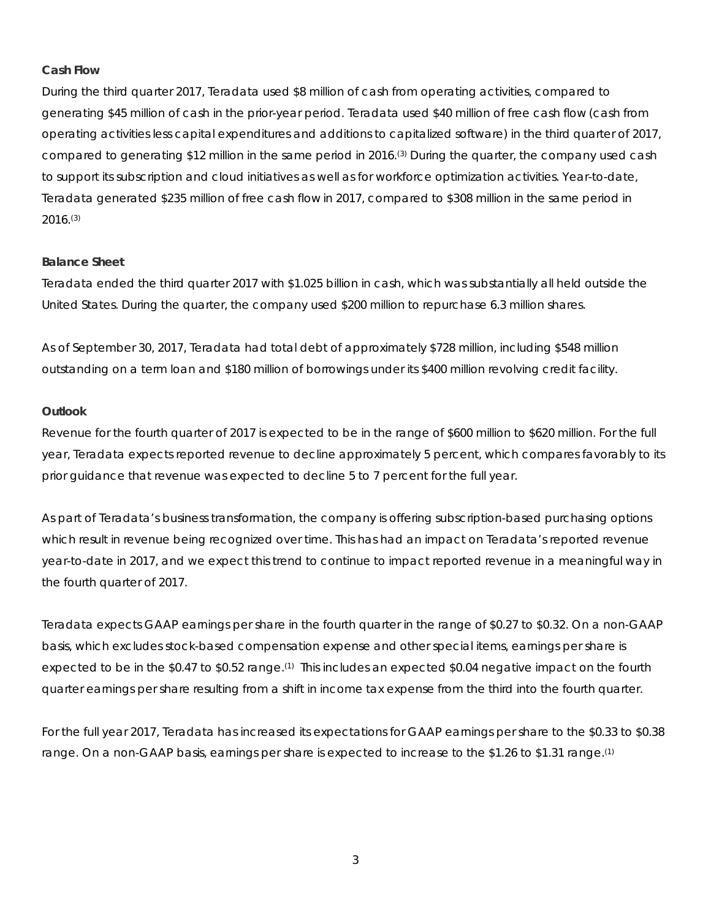## Cash Flow

During the third quarter 2017, Teradata used $8 million of cash from operating activities, compared to generating $45 million of cash in the prior-year period. Teradata used $40 million of free cash flow (cash from operating activities less capital expenditures and additions to capitalized software) in the third quarter of 2017, compared to generating $12 million in the same period in 2016.[(3)] During the quarter, the company used cash to support its subscription and cloud initiatives as well as for workforce optimization activities. Year-to-date, Teradata generated $235 million of free cash flow in 2017, compared to $308 million in the same period in 2016.[(3)]

## Balance Sheet

Teradata ended the third quarter 2017 with $1.025 billion in cash, which was substantially all held outside the United States. During the quarter, the company used $200 million to repurchase 6.3 million shares.

As of September 30, 2017, Teradata had total debt of approximately $728 million, including $548 million outstanding on a term loan and $180 million of borrowings under its $400 million revolving credit facility.

## Outlook

Revenue for the fourth quarter of 2017 is expected to be in the range of $600 million to $620 million. For the full year, Teradata expects reported revenue to decline approximately 5 percent, which compares favorably to its prior guidance that revenue was expected to decline 5 to 7 percent for the full year.

As part of Teradata's business transformation, the company is offering subscription-based purchasing options which result in revenue being recognized over time. This has had an impact on Teradata's reported revenue year-to-date in 2017, and we expect this trend to continue to impact reported revenue in a meaningful way in the fourth quarter of 2017.

Teradata expects GAAP earnings per share in the fourth quarter in the range of $0.27 to $0.32. On a non-GAAP basis, which excludes stock-based compensation expense and other special items, earnings per share is expected to be in the $0.47 to $0.52 range.[(1)] This includes an expected $0.04 negative impact on the fourth quarter earnings per share resulting from a shift in income tax expense from the third into the fourth quarter.

For the full year 2017, Teradata has increased its expectations for GAAP earnings per share to the $0.33 to $0.38 range. On a non-GAAP basis, earnings per share is expected to increase to the $1.26 to $1.31 range.[(1)]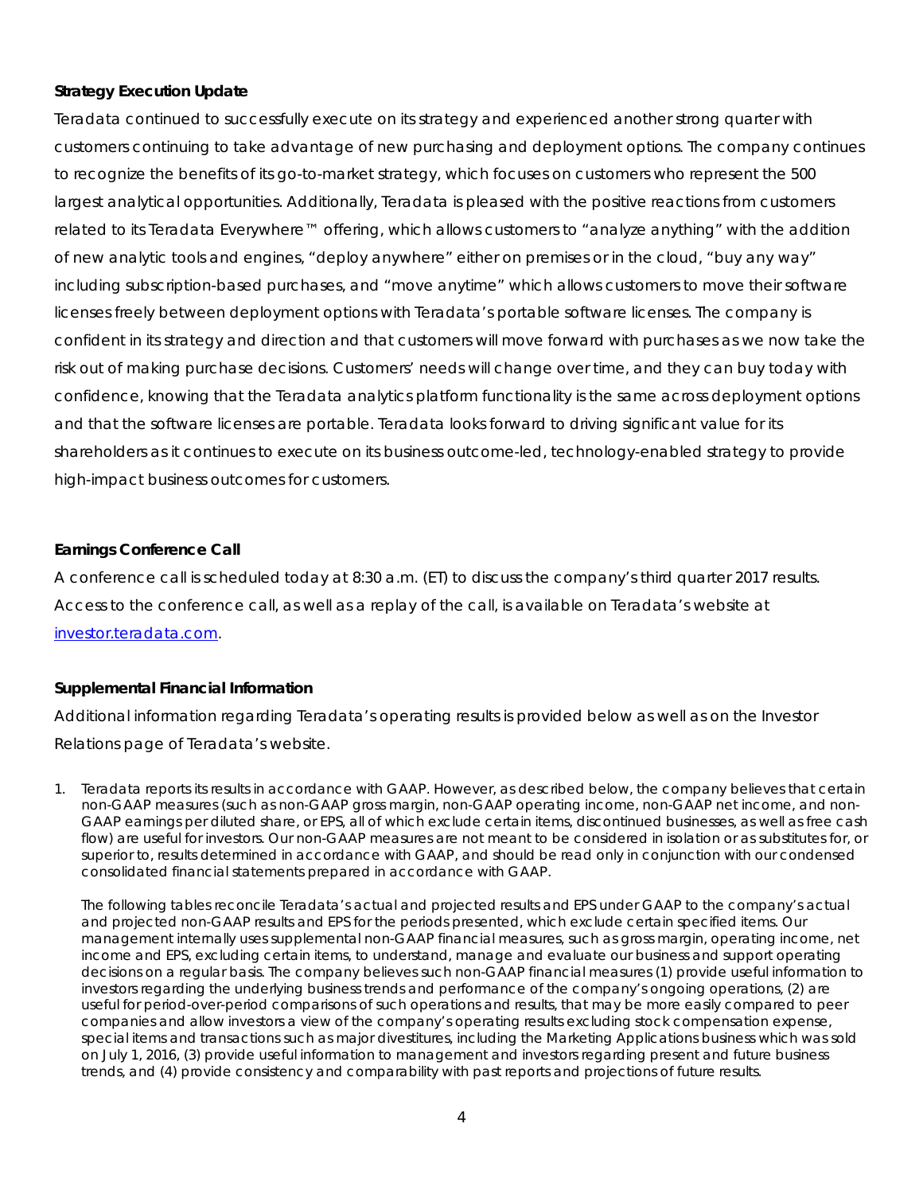**Strategy Execution Update**

Teradata continued to successfully execute on its strategy and experienced another strong quarter with customers continuing to take advantage of new purchasing and deployment options. The company continues to recognize the benefits of its go-to-market strategy, which focuses on customers who represent the 500 largest analytical opportunities. Additionally, Teradata is pleased with the positive reactions from customers related to its Teradata Everywhere™ offering, which allows customers to "analyze anything" with the addition of new analytic tools and engines, "deploy anywhere" either on premises or in the cloud, "buy any way" including subscription-based purchases, and "move anytime" which allows customers to move their software licenses freely between deployment options with Teradata's portable software licenses. The company is confident in its strategy and direction and that customers will move forward with purchases as we now take the risk out of making purchase decisions. Customers' needs will change over time, and they can buy today with confidence, knowing that the Teradata analytics platform functionality is the same across deployment options and that the software licenses are portable. Teradata looks forward to driving significant value for its shareholders as it continues to execute on its business outcome-led, technology-enabled strategy to provide high-impact business outcomes for customers.

**Earnings Conference Call**

A conference call is scheduled today at 8:30 a.m. (ET) to discuss the company's third quarter 2017 results. Access to the conference call, as well as a replay of the call, is available on Teradata's website at investor.teradata.com.

**Supplemental Financial Information**

Additional information regarding Teradata's operating results is provided below as well as on the Investor Relations page of Teradata's website.

1. Teradata reports its results in accordance with GAAP. However, as described below, the company believes that certain non-GAAP measures (such as non-GAAP gross margin, non-GAAP operating income, non-GAAP net income, and non-GAAP earnings per diluted share, or EPS, all of which exclude certain items, discontinued businesses, as well as free cash flow) are useful for investors. Our non-GAAP measures are not meant to be considered in isolation or as substitutes for, or superior to, results determined in accordance with GAAP, and should be read only in conjunction with our condensed consolidated financial statements prepared in accordance with GAAP.

   The following tables reconcile Teradata's actual and projected results and EPS under GAAP to the company's actual and projected non-GAAP results and EPS for the periods presented, which exclude certain specified items. Our management internally uses supplemental non-GAAP financial measures, such as gross margin, operating income, net income and EPS, excluding certain items, to understand, manage and evaluate our business and support operating decisions on a regular basis. The company believes such non-GAAP financial measures (1) provide useful information to investors regarding the underlying business trends and performance of the company's ongoing operations, (2) are useful for period-over-period comparisons of such operations and results, that may be more easily compared to peer companies and allow investors a view of the company's operating results excluding stock compensation expense, special items and transactions such as major divestitures, including the Marketing Applications business which was sold on July 1, 2016, (3) provide useful information to management and investors regarding present and future business trends, and (4) provide consistency and comparability with past reports and projections of future results.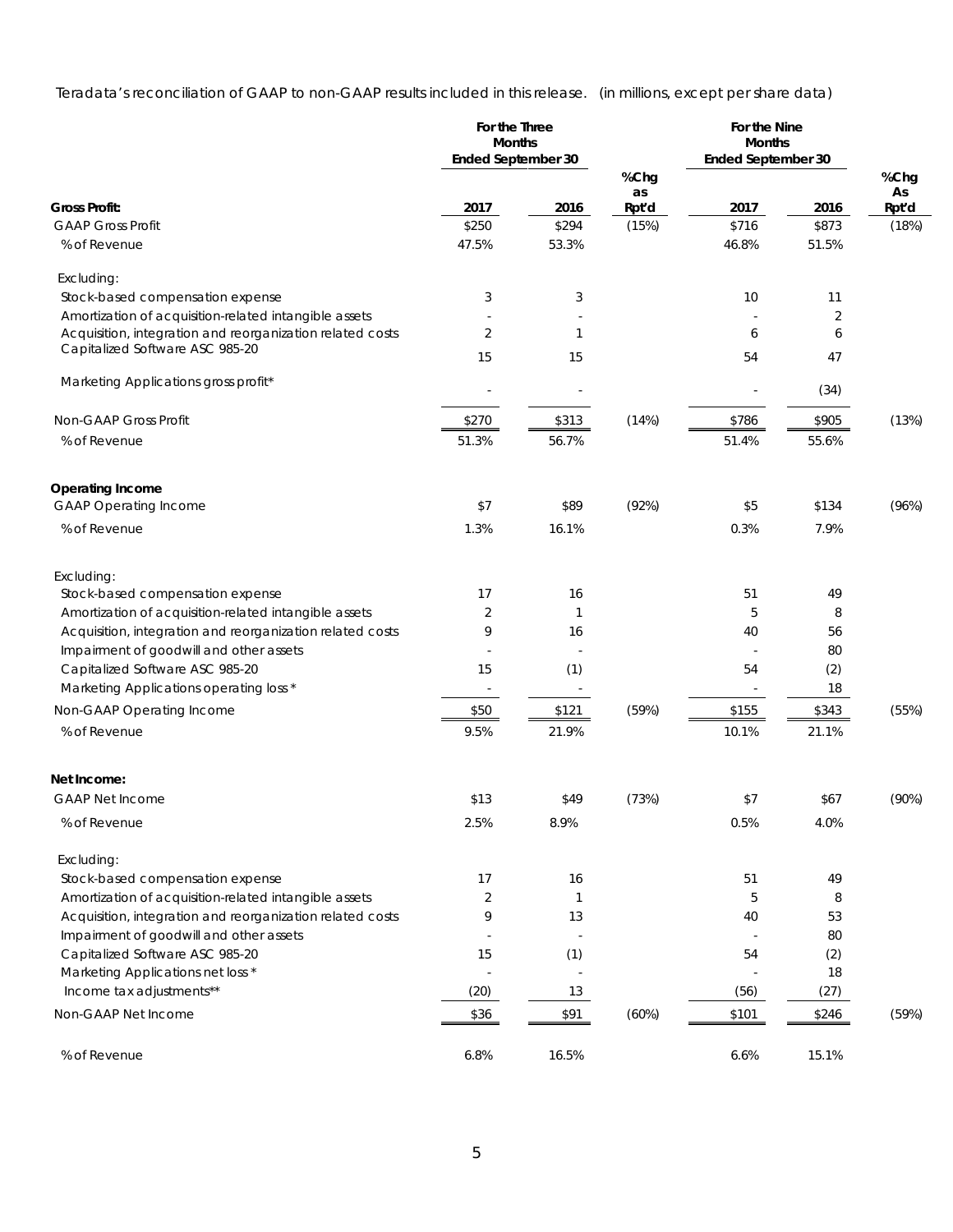Teradata's reconciliation of GAAP to non-GAAP results included in this release. (in millions, except per share data)

| | For the Three Months Ended September 30 | | | For the Nine Months Ended September 30 | | |
|---|---|---|---|---|---|---|
| **Gross Profit:** | 2017 | 2016 | %Chg as Rpt'd | 2017 | 2016 | %Chg As Rpt'd |
| GAAP Gross Profit | $250 | $294 | (15%) | $716 | $873 | (18%) |
| % of Revenue | 47.5% | 53.3% | | 46.8% | 51.5% | |
| Excluding: | | | | | | |
| Stock-based compensation expense | 3 | 3 | | 10 | 11 | |
| Amortization of acquisition-related intangible assets | - | - | | - | 2 | |
| Acquisition, integration and reorganization related costs | 2 | 1 | | 6 | 6 | |
| Capitalized Software ASC 985-20 | 15 | 15 | | 54 | 47 | |
| Marketing Applications gross profit* | - | - | | - | (34) | |
| Non-GAAP Gross Profit | $270 | $313 | (14%) | $786 | $905 | (13%) |
| % of Revenue | 51.3% | 56.7% | | 51.4% | 55.6% | |
| **Operating Income** | | | | | | |
| GAAP Operating Income | $7 | $89 | (92%) | $5 | $134 | (96%) |
| % of Revenue | 1.3% | 16.1% | | 0.3% | 7.9% | |
| Excluding: | | | | | | |
| Stock-based compensation expense | 17 | 16 | | 51 | 49 | |
| Amortization of acquisition-related intangible assets | 2 | 1 | | 5 | 8 | |
| Acquisition, integration and reorganization related costs | 9 | 16 | | 40 | 56 | |
| Impairment of goodwill and other assets | - | - | | - | 80 | |
| Capitalized Software ASC 985-20 | 15 | (1) | | 54 | (2) | |
| Marketing Applications operating loss * | - | - | | - | 18 | |
| Non-GAAP Operating Income | $50 | $121 | (59%) | $155 | $343 | (55%) |
| % of Revenue | 9.5% | 21.9% | | 10.1% | 21.1% | |
| **Net Income:** | | | | | | |
| GAAP Net Income | $13 | $49 | (73%) | $7 | $67 | (90%) |
| % of Revenue | 2.5% | 8.9% | | 0.5% | 4.0% | |
| Excluding: | | | | | | |
| Stock-based compensation expense | 17 | 16 | | 51 | 49 | |
| Amortization of acquisition-related intangible assets | 2 | 1 | | 5 | 8 | |
| Acquisition, integration and reorganization related costs | 9 | 13 | | 40 | 53 | |
| Impairment of goodwill and other assets | - | - | | - | 80 | |
| Capitalized Software ASC 985-20 | 15 | (1) | | 54 | (2) | |
| Marketing Applications net loss * | - | - | | - | 18 | |
| Income tax adjustments** | (20) | 13 | | (56) | (27) | |
| Non-GAAP Net Income | $36 | $91 | (60%) | $101 | $246 | (59%) |
| % of Revenue | 6.8% | 16.5% | | 6.6% | 15.1% | |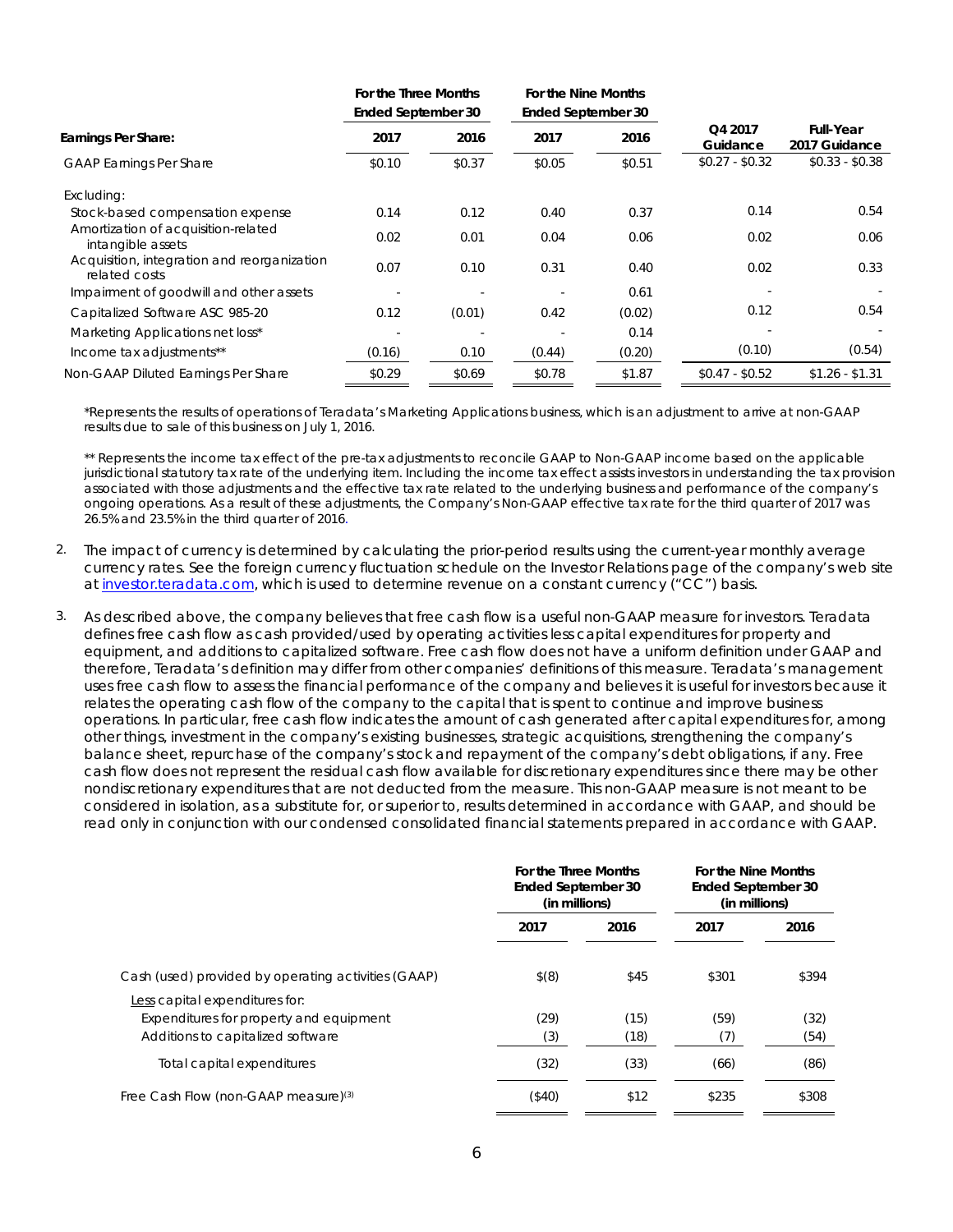| Earnings Per Share: | For the Three Months Ended September 30 | | For the Nine Months Ended September 30 | | Q4 2017 Guidance | Full-Year 2017 Guidance |
|---|---|---|---|---|---|---|
| | 2017 | 2016 | 2017 | 2016 | | |
| GAAP Earnings Per Share | $0.10 | $0.37 | $0.05 | $0.51 | $0.27 - $0.32 | $0.33 - $0.38 |
| Excluding: | | | | | | |
| Stock-based compensation expense | 0.14 | 0.12 | 0.40 | 0.37 | 0.14 | 0.54 |
| Amortization of acquisition-related intangible assets | 0.02 | 0.01 | 0.04 | 0.06 | 0.02 | 0.06 |
| Acquisition, integration and reorganization related costs | 0.07 | 0.10 | 0.31 | 0.40 | 0.02 | 0.33 |
| Impairment of goodwill and other assets | - | - | - | 0.61 | - | - |
| Capitalized Software ASC 985-20 | 0.12 | (0.01) | 0.42 | (0.02) | 0.12 | 0.54 |
| Marketing Applications net loss* | - | - | - | 0.14 | - | - |
| Income tax adjustments** | (0.16) | 0.10 | (0.44) | (0.20) | (0.10) | (0.54) |
| Non-GAAP Diluted Earnings Per Share | $0.29 | $0.69 | $0.78 | $1.87 | $0.47 - $0.52 | $1.26 - $1.31 |

*Represents the results of operations of Teradata's Marketing Applications business, which is an adjustment to arrive at non-GAAP results due to sale of this business on July 1, 2016.

** Represents the income tax effect of the pre-tax adjustments to reconcile GAAP to Non-GAAP income based on the applicable jurisdictional statutory tax rate of the underlying item. Including the income tax effect assists investors in understanding the tax provision associated with those adjustments and the effective tax rate related to the underlying business and performance of the company's ongoing operations. As a result of these adjustments, the Company's Non-GAAP effective tax rate for the third quarter of 2017 was 26.5% and 23.5% in the third quarter of 2016.

2. The impact of currency is determined by calculating the prior-period results using the current-year monthly average currency rates. See the foreign currency fluctuation schedule on the Investor Relations page of the company's web site at investor.teradata.com, which is used to determine revenue on a constant currency ("CC") basis.

3. As described above, the company believes that free cash flow is a useful non-GAAP measure for investors. Teradata defines free cash flow as cash provided/used by operating activities less capital expenditures for property and equipment, and additions to capitalized software. Free cash flow does not have a uniform definition under GAAP and therefore, Teradata's definition may differ from other companies' definitions of this measure. Teradata's management uses free cash flow to assess the financial performance of the company and believes it is useful for investors because it relates the operating cash flow of the company to the capital that is spent to continue and improve business operations. In particular, free cash flow indicates the amount of cash generated after capital expenditures for, among other things, investment in the company's existing businesses, strategic acquisitions, strengthening the company's balance sheet, repurchase of the company's stock and repayment of the company's debt obligations, if any. Free cash flow does not represent the residual cash flow available for discretionary expenditures since there may be other nondiscretionary expenditures that are not deducted from the measure. This non-GAAP measure is not meant to be considered in isolation, as a substitute for, or superior to, results determined in accordance with GAAP, and should be read only in conjunction with our condensed consolidated financial statements prepared in accordance with GAAP.

| | For the Three Months Ended September 30 (in millions) | | For the Nine Months Ended September 30 (in millions) | |
|---|---|---|---|---|
| | 2017 | 2016 | 2017 | 2016 |
| Cash (used) provided by operating activities (GAAP) | $(8) | $45 | $301 | $394 |
| Less capital expenditures for: | | | | |
| Expenditures for property and equipment | (29) | (15) | (59) | (32) |
| Additions to capitalized software | (3) | (18) | (7) | (54) |
| Total capital expenditures | (32) | (33) | (66) | (86) |
| Free Cash Flow (non-GAAP measure)(3) | ($40) | $12 | $235 | $308 |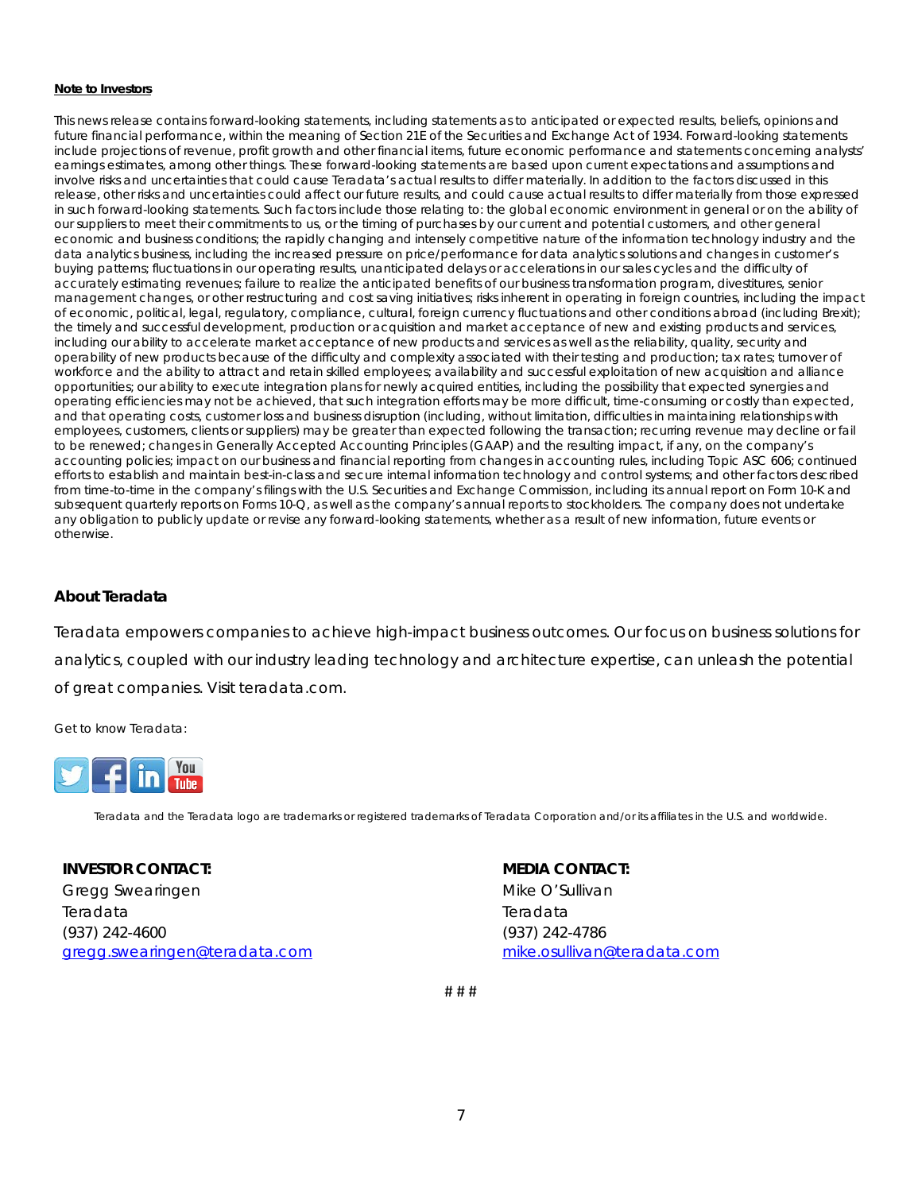**Note to Investors**

This news release contains forward-looking statements, including statements as to anticipated or expected results, beliefs, opinions and future financial performance, within the meaning of Section 21E of the Securities and Exchange Act of 1934. Forward-looking statements include projections of revenue, profit growth and other financial items, future economic performance and statements concerning analysts' earnings estimates, among other things. These forward-looking statements are based upon current expectations and assumptions and involve risks and uncertainties that could cause Teradata's actual results to differ materially. In addition to the factors discussed in this release, other risks and uncertainties could affect our future results, and could cause actual results to differ materially from those expressed in such forward-looking statements. Such factors include those relating to: the global economic environment in general or on the ability of our suppliers to meet their commitments to us, or the timing of purchases by our current and potential customers, and other general economic and business conditions; the rapidly changing and intensely competitive nature of the information technology industry and the data analytics business, including the increased pressure on price/performance for data analytics solutions and changes in customer's buying patterns; fluctuations in our operating results, unanticipated delays or accelerations in our sales cycles and the difficulty of accurately estimating revenues; failure to realize the anticipated benefits of our business transformation program, divestitures, senior management changes, or other restructuring and cost saving initiatives; risks inherent in operating in foreign countries, including the impact of economic, political, legal, regulatory, compliance, cultural, foreign currency fluctuations and other conditions abroad (including Brexit); the timely and successful development, production or acquisition and market acceptance of new and existing products and services, including our ability to accelerate market acceptance of new products and services as well as the reliability, quality, security and operability of new products because of the difficulty and complexity associated with their testing and production; tax rates; turnover of workforce and the ability to attract and retain skilled employees; availability and successful exploitation of new acquisition and alliance opportunities; our ability to execute integration plans for newly acquired entities, including the possibility that expected synergies and operating efficiencies may not be achieved, that such integration efforts may be more difficult, time-consuming or costly than expected, and that operating costs, customer loss and business disruption (including, without limitation, difficulties in maintaining relationships with employees, customers, clients or suppliers) may be greater than expected following the transaction; recurring revenue may decline or fail to be renewed; changes in Generally Accepted Accounting Principles (GAAP) and the resulting impact, if any, on the company's accounting policies; impact on our business and financial reporting from changes in accounting rules, including Topic ASC 606; continued efforts to establish and maintain best-in-class and secure internal information technology and control systems; and other factors described from time-to-time in the company's filings with the U.S. Securities and Exchange Commission, including its annual report on Form 10-K and subsequent quarterly reports on Forms 10-Q, as well as the company's annual reports to stockholders. The company does not undertake any obligation to publicly update or revise any forward-looking statements, whether as a result of new information, future events or otherwise.

## About Teradata

Teradata empowers companies to achieve high-impact business outcomes. Our focus on business solutions for analytics, coupled with our industry leading technology and architecture expertise, can unleash the potential of great companies. Visit teradata.com.

Get to know Teradata:

Teradata and the Teradata logo are trademarks or registered trademarks of Teradata Corporation and/or its affiliates in the U.S. and worldwide.

**INVESTOR CONTACT:**
Gregg Swearingen
Teradata
(937) 242-4600
gregg.swearingen@teradata.com

**MEDIA CONTACT:**
Mike O'Sullivan
Teradata
(937) 242-4786
mike.osullivan@teradata.com

# # #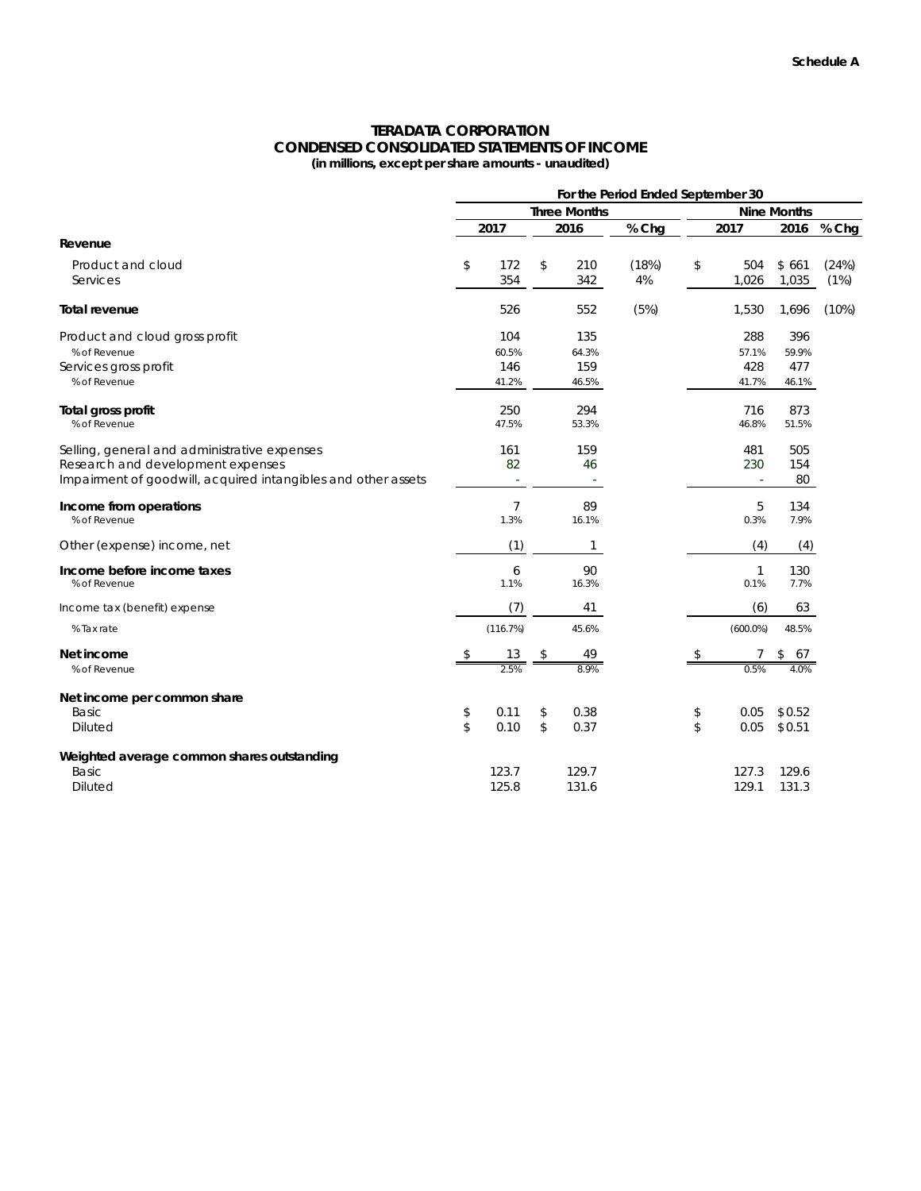**Schedule A**

# TERADATA CORPORATION
## CONDENSED CONSOLIDATED STATEMENTS OF INCOME
**(in millions, except per share amounts - unaudited)**

| | For the Period Ended September 30 | | | | | |
|---|---|---|---|---|---|---|
| | Three Months | | | Nine Months | | |
| | 2017 | 2016 | % Chg | 2017 | 2016 | % Chg |
| **Revenue** | | | | | | |
| Product and cloud | $ 172 | $ 210 | (18%) | $ 504 | $ 661 | (24%) |
| Services | 354 | 342 | 4% | 1,026 | 1,035 | (1%) |
| **Total revenue** | 526 | 552 | (5%) | 1,530 | 1,696 | (10%) |
| Product and cloud gross profit | 104 | 135 | | 288 | 396 | |
| % of Revenue | 60.5% | 64.3% | | 57.1% | 59.9% | |
| Services gross profit | 146 | 159 | | 428 | 477 | |
| % of Revenue | 41.2% | 46.5% | | 41.7% | 46.1% | |
| **Total gross profit** | 250 | 294 | | 716 | 873 | |
| % of Revenue | 47.5% | 53.3% | | 46.8% | 51.5% | |
| Selling, general and administrative expenses | 161 | 159 | | 481 | 505 | |
| Research and development expenses | 82 | 46 | | 230 | 154 | |
| Impairment of goodwill, acquired intangibles and other assets | - | - | | - | 80 | |
| **Income from operations** | 7 | 89 | | 5 | 134 | |
| % of Revenue | 1.3% | 16.1% | | 0.3% | 7.9% | |
| Other (expense) income, net | (1) | 1 | | (4) | (4) | |
| **Income before income taxes** | 6 | 90 | | 1 | 130 | |
| % of Revenue | 1.1% | 16.3% | | 0.1% | 7.7% | |
| Income tax (benefit) expense | (7) | 41 | | (6) | 63 | |
| % Tax rate | (116.7%) | 45.6% | | (600.0%) | 48.5% | |
| **Net income** | $ 13 | $ 49 | | $ 7 | $ 67 | |
| % of Revenue | 2.5% | 8.9% | | 0.5% | 4.0% | |
| **Net income per common share** | | | | | | |
| Basic | $ 0.11 | $ 0.38 | | $ 0.05 | $ 0.52 | |
| Diluted | $ 0.10 | $ 0.37 | | $ 0.05 | $ 0.51 | |
| **Weighted average common shares outstanding** | | | | | | |
| Basic | 123.7 | 129.7 | | 127.3 | 129.6 | |
| Diluted | 125.8 | 131.6 | | 129.1 | 131.3 | |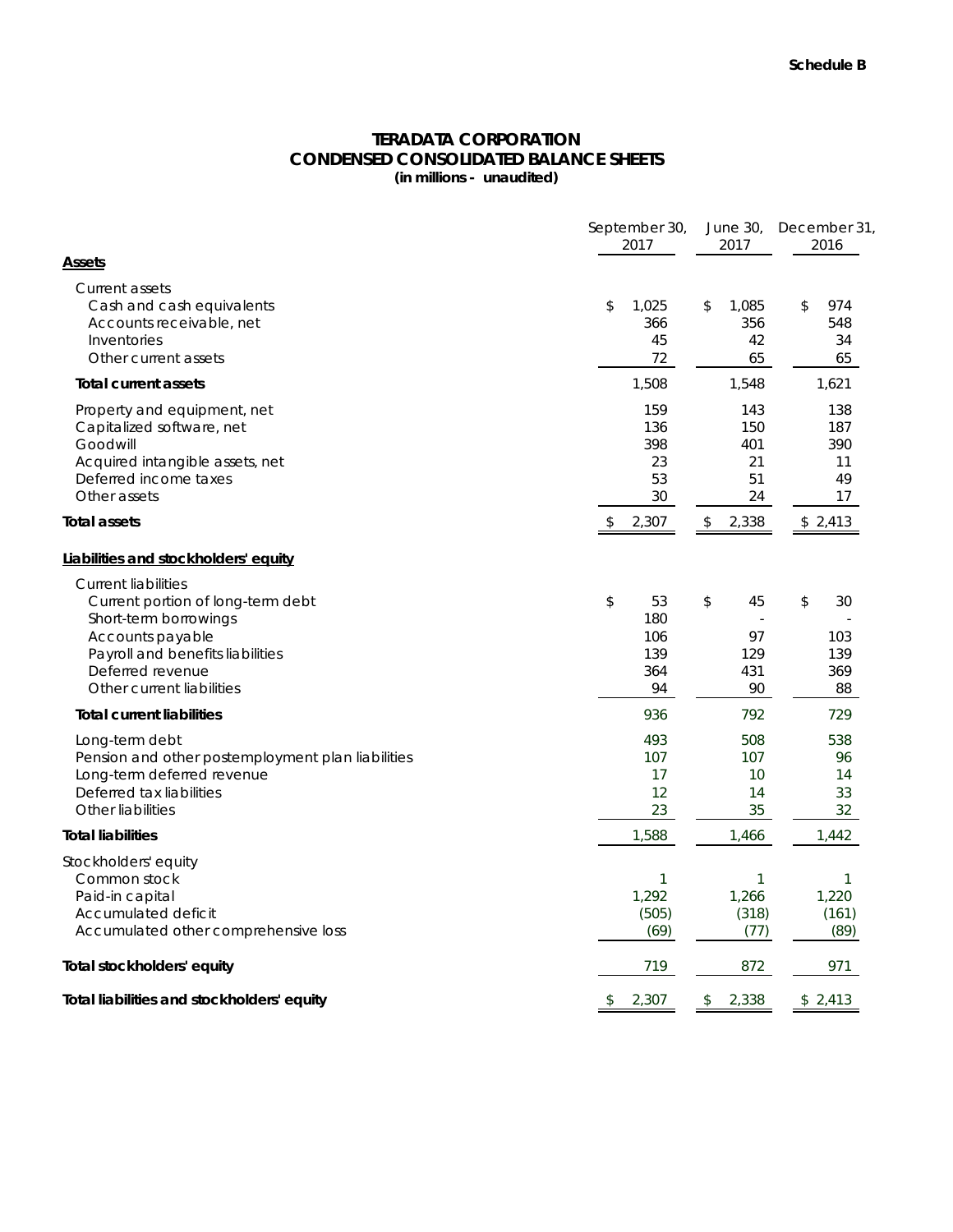**Schedule B**

# TERADATA CORPORATION
## CONDENSED CONSOLIDATED BALANCE SHEETS
**(in millions - unaudited)**

| | September 30, 2017 | June 30, 2017 | December 31, 2016 |
|---|---|---|---|
| **Assets** | | | |
| Current assets | | | |
| Cash and cash equivalents | $ 1,025 | $ 1,085 | $ 974 |
| Accounts receivable, net | 366 | 356 | 548 |
| Inventories | 45 | 42 | 34 |
| Other current assets | 72 | 65 | 65 |
| **Total current assets** | 1,508 | 1,548 | 1,621 |
| Property and equipment, net | 159 | 143 | 138 |
| Capitalized software, net | 136 | 150 | 187 |
| Goodwill | 398 | 401 | 390 |
| Acquired intangible assets, net | 23 | 21 | 11 |
| Deferred income taxes | 53 | 51 | 49 |
| Other assets | 30 | 24 | 17 |
| **Total assets** | $ 2,307 | $ 2,338 | $ 2,413 |
| **Liabilities and stockholders' equity** | | | |
| Current liabilities | | | |
| Current portion of long-term debt | $ 53 | $ 45 | $ 30 |
| Short-term borrowings | 180 | - | - |
| Accounts payable | 106 | 97 | 103 |
| Payroll and benefits liabilities | 139 | 129 | 139 |
| Deferred revenue | 364 | 431 | 369 |
| Other current liabilities | 94 | 90 | 88 |
| **Total current liabilities** | 936 | 792 | 729 |
| Long-term debt | 493 | 508 | 538 |
| Pension and other postemployment plan liabilities | 107 | 107 | 96 |
| Long-term deferred revenue | 17 | 10 | 14 |
| Deferred tax liabilities | 12 | 14 | 33 |
| Other liabilities | 23 | 35 | 32 |
| **Total liabilities** | 1,588 | 1,466 | 1,442 |
| Stockholders' equity | | | |
| Common stock | 1 | 1 | 1 |
| Paid-in capital | 1,292 | 1,266 | 1,220 |
| Accumulated deficit | (505) | (318) | (161) |
| Accumulated other comprehensive loss | (69) | (77) | (89) |
| **Total stockholders' equity** | 719 | 872 | 971 |
| **Total liabilities and stockholders' equity** | $ 2,307 | $ 2,338 | $ 2,413 |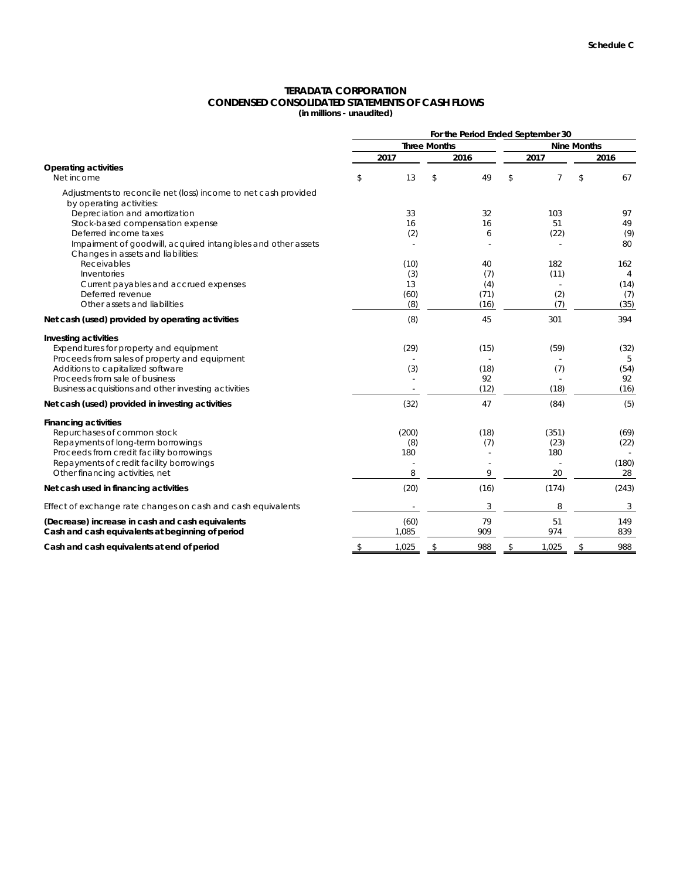**Schedule C**

# TERADATA CORPORATION
## CONDENSED CONSOLIDATED STATEMENTS OF CASH FLOWS
**(in millions - unaudited)**

| | For the Period Ended September 30 | | | |
|---|---|---|---|---|
| | Three Months | | Nine Months | |
| | 2017 | 2016 | 2017 | 2016 |
| **Operating activities** | | | | |
| Net income | $ 13 | $ 49 | $ 7 | $ 67 |
| Adjustments to reconcile net (loss) income to net cash provided by operating activities: | | | | |
| Depreciation and amortization | 33 | 32 | 103 | 97 |
| Stock-based compensation expense | 16 | 16 | 51 | 49 |
| Deferred income taxes | (2) | 6 | (22) | (9) |
| Impairment of goodwill, acquired intangibles and other assets | - | - | - | 80 |
| Changes in assets and liabilities: | | | | |
| Receivables | (10) | 40 | 182 | 162 |
| Inventories | (3) | (7) | (11) | 4 |
| Current payables and accrued expenses | 13 | (4) | - | (14) |
| Deferred revenue | (60) | (71) | (2) | (7) |
| Other assets and liabilities | (8) | (16) | (7) | (35) |
| **Net cash (used) provided by operating activities** | (8) | 45 | 301 | 394 |
| **Investing activities** | | | | |
| Expenditures for property and equipment | (29) | (15) | (59) | (32) |
| Proceeds from sales of property and equipment | - | - | - | 5 |
| Additions to capitalized software | (3) | (18) | (7) | (54) |
| Proceeds from sale of business | - | 92 | - | 92 |
| Business acquisitions and other investing activities | - | (12) | (18) | (16) |
| **Net cash (used) provided in investing activities** | (32) | 47 | (84) | (5) |
| **Financing activities** | | | | |
| Repurchases of common stock | (200) | (18) | (351) | (69) |
| Repayments of long-term borrowings | (8) | (7) | (23) | (22) |
| Proceeds from credit facility borrowings | 180 | - | 180 | - |
| Repayments of credit facility borrowings | - | - | - | (180) |
| Other financing activities, net | 8 | 9 | 20 | 28 |
| **Net cash used in financing activities** | (20) | (16) | (174) | (243) |
| Effect of exchange rate changes on cash and cash equivalents | - | 3 | 8 | 3 |
| **(Decrease) increase in cash and cash equivalents** | (60) | 79 | 51 | 149 |
| **Cash and cash equivalents at beginning of period** | 1,085 | 909 | 974 | 839 |
| **Cash and cash equivalents at end of period** | $ 1,025 | $ 988 | $ 1,025 | $ 988 |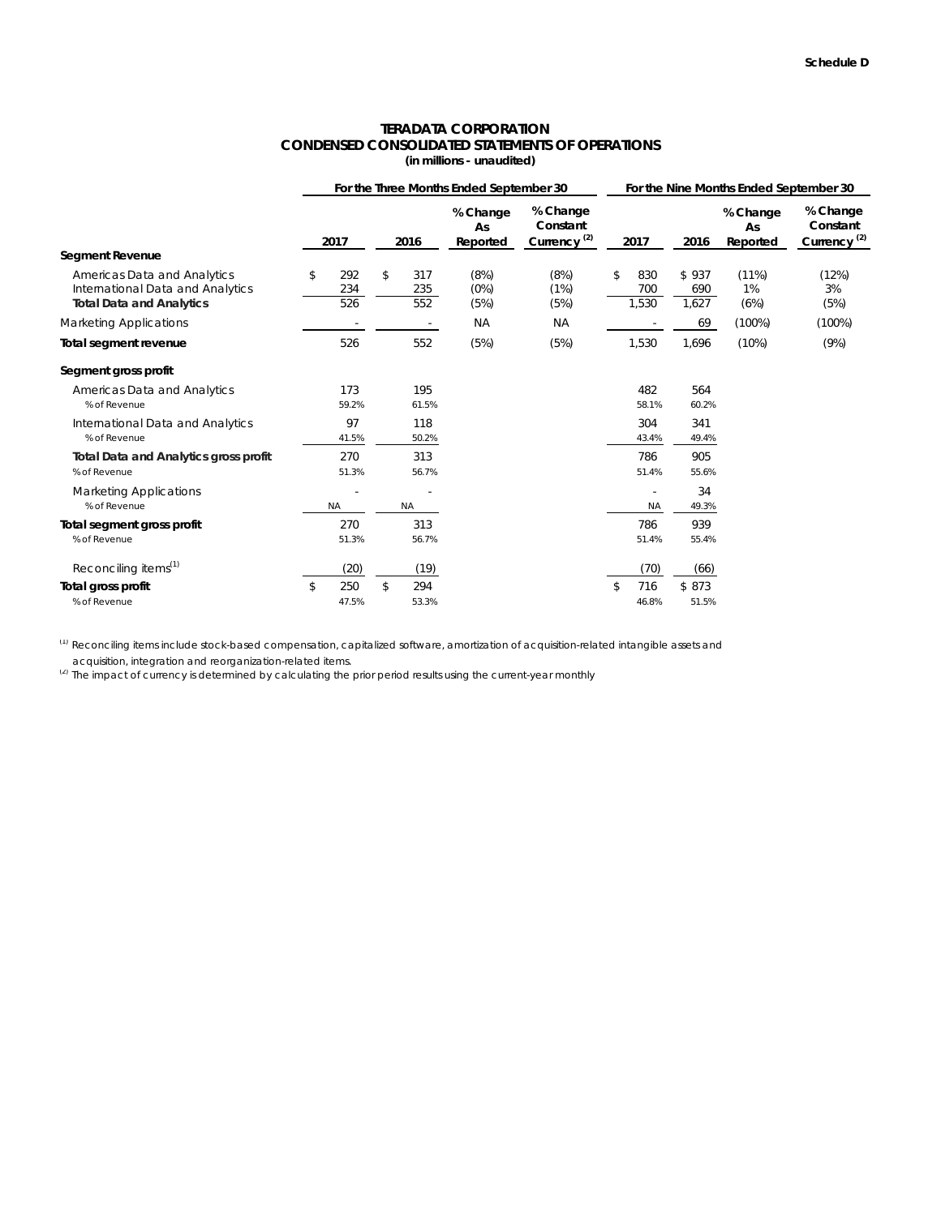Schedule D

# TERADATA CORPORATION
## CONDENSED CONSOLIDATED STATEMENTS OF OPERATIONS
**(in millions - unaudited)**

| | For the Three Months Ended September 30 | | | | For the Nine Months Ended September 30 | | | |
|---|---|---|---|---|---|---|---|---|
| | 2017 | 2016 | % Change As Reported | % Change Constant Currency [2] | 2017 | 2016 | % Change As Reported | % Change Constant Currency [2] |
| **Segment Revenue** | | | | | | | | |
| Americas Data and Analytics | $ 292 | $ 317 | (8%) | (8%) | $ 830 | $ 937 | (11%) | (12%) |
| International Data and Analytics | 234 | 235 | (0%) | (1%) | 700 | 690 | 1% | 3% |
| **Total Data and Analytics** | 526 | 552 | (5%) | (5%) | 1,530 | 1,627 | (6%) | (5%) |
| Marketing Applications | - | - | NA | NA | - | 69 | (100%) | (100%) |
| **Total segment revenue** | 526 | 552 | (5%) | (5%) | 1,530 | 1,696 | (10%) | (9%) |
| **Segment gross profit** | | | | | | | | |
| Americas Data and Analytics | 173 | 195 | | | 482 | 564 | | |
| % of Revenue | 59.2% | 61.5% | | | 58.1% | 60.2% | | |
| International Data and Analytics | 97 | 118 | | | 304 | 341 | | |
| % of Revenue | 41.5% | 50.2% | | | 43.4% | 49.4% | | |
| **Total Data and Analytics gross profit** | 270 | 313 | | | 786 | 905 | | |
| % of Revenue | 51.3% | 56.7% | | | 51.4% | 55.6% | | |
| Marketing Applications | - | - | | | - | 34 | | |
| % of Revenue | NA | NA | | | NA | 49.3% | | |
| **Total segment gross profit** | 270 | 313 | | | 786 | 939 | | |
| % of Revenue | 51.3% | 56.7% | | | 51.4% | 55.4% | | |
| Reconciling items[1] | (20) | (19) | | | (70) | (66) | | |
| **Total gross profit** | $ 250 | $ 294 | | | $ 716 | $ 873 | | |
| % of Revenue | 47.5% | 53.3% | | | 46.8% | 51.5% | | |

[1] Reconciling items include stock-based compensation, capitalized software, amortization of acquisition-related intangible assets and acquisition, integration and reorganization-related items.

[2] The impact of currency is determined by calculating the prior period results using the current-year monthly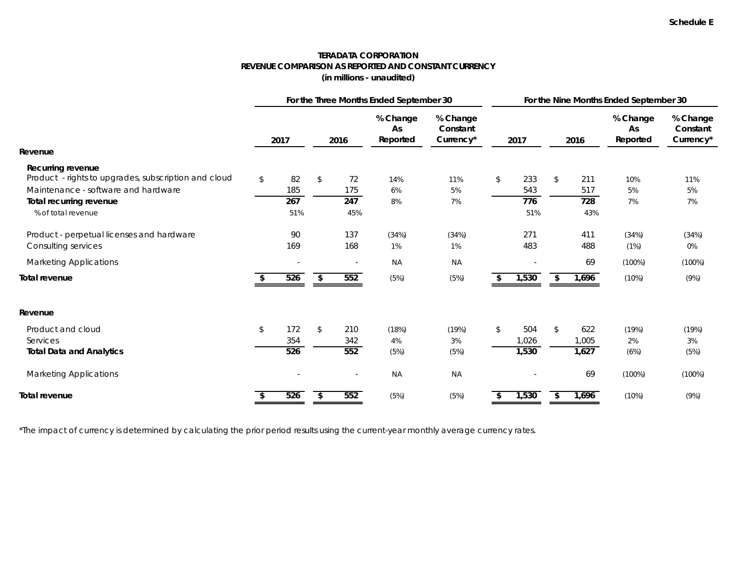Schedule E

**TERADATA CORPORATION**
**REVENUE COMPARISON AS REPORTED AND CONSTANT CURRENCY**
**(in millions - unaudited)**

| | For the Three Months Ended September 30 | | | | For the Nine Months Ended September 30 | | | |
|---|---|---|---|---|---|---|---|---|
| | 2017 | 2016 | % Change As Reported | % Change Constant Currency* | 2017 | 2016 | % Change As Reported | % Change Constant Currency* |
| **Revenue** | | | | | | | | |
| **Recurring revenue** | | | | | | | | |
| Product - rights to upgrades, subscription and cloud | $ 82 | $ 72 | 14% | 11% | $ 233 | $ 211 | 10% | 11% |
| Maintenance - software and hardware | 185 | 175 | 6% | 5% | 543 | 517 | 5% | 5% |
| **Total recurring revenue** | **267** | **247** | 8% | 7% | **776** | **728** | 7% | 7% |
| % of total revenue | 51% | 45% | | | 51% | 43% | | |
| Product - perpetual licenses and hardware | 90 | 137 | (34%) | (34%) | 271 | 411 | (34%) | (34%) |
| Consulting services | 169 | 168 | 1% | 1% | 483 | 488 | (1%) | 0% |
| Marketing Applications | - | - | NA | NA | - | 69 | (100%) | (100%) |
| **Total revenue** | **$ 526** | **$ 552** | (5%) | (5%) | **$ 1,530** | **$ 1,696** | (10%) | (9%) |
| | | | | | | | | |
| **Revenue** | | | | | | | | |
| Product and cloud | $ 172 | $ 210 | (18%) | (19%) | $ 504 | $ 622 | (19%) | (19%) |
| Services | 354 | 342 | 4% | 3% | 1,026 | 1,005 | 2% | 3% |
| **Total Data and Analytics** | **526** | **552** | (5%) | (5%) | **1,530** | **1,627** | (6%) | (5%) |
| Marketing Applications | - | - | NA | NA | - | 69 | (100%) | (100%) |
| **Total revenue** | **$ 526** | **$ 552** | (5%) | (5%) | **$ 1,530** | **$ 1,696** | (10%) | (9%) |

*The impact of currency is determined by calculating the prior period results using the current-year monthly average currency rates.